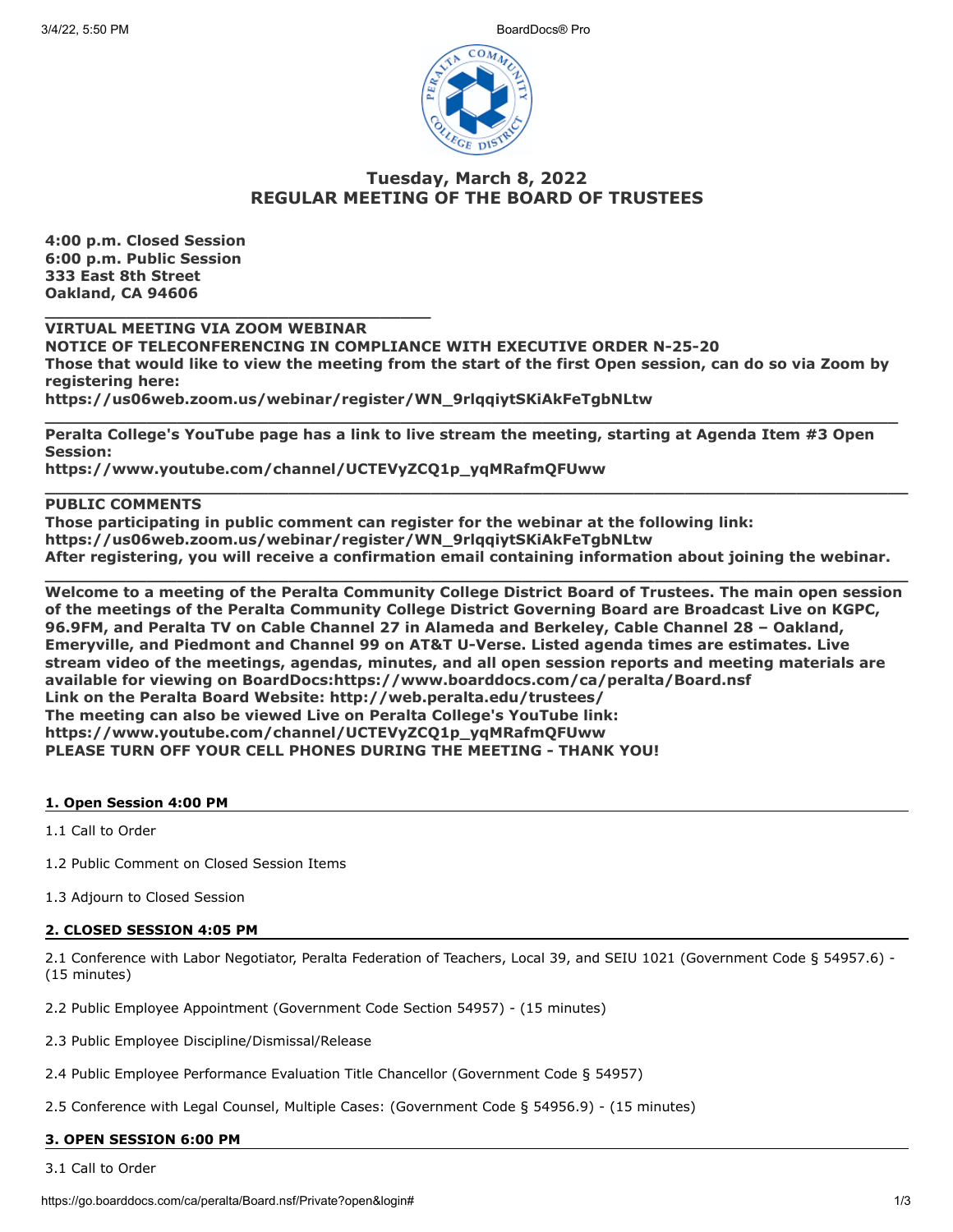# Tuesday, March 8, 2022
# REGULAR MEETING OF THE BOARD OF TRUSTEES

**4:00 p.m. Closed Session**
**6:00 p.m. Public Session**
**333 East 8th Street**
**Oakland, CA 94606**

---

**VIRTUAL MEETING VIA ZOOM WEBINAR**
**NOTICE OF TELECONFERENCING IN COMPLIANCE WITH EXECUTIVE ORDER N-25-20**
**Those that would like to view the meeting from the start of the first Open session, can do so via Zoom by registering here:**
**https://us06web.zoom.us/webinar/register/WN_9rlqqiytSKiAkFeTgbNLtw**

---

**Peralta College's YouTube page has a link to live stream the meeting, starting at Agenda Item #3 Open Session:**
**https://www.youtube.com/channel/UCTEVyZCQ1p_yqMRafmQFUww**

---

**PUBLIC COMMENTS**
**Those participating in public comment can register for the webinar at the following link:**
**https://us06web.zoom.us/webinar/register/WN_9rlqqiytSKiAkFeTgbNLtw**
**After registering, you will receive a confirmation email containing information about joining the webinar.**

---

**Welcome to a meeting of the Peralta Community College District Board of Trustees. The main open session of the meetings of the Peralta Community College District Governing Board are Broadcast Live on KGPC, 96.9FM, and Peralta TV on Cable Channel 27 in Alameda and Berkeley, Cable Channel 28 – Oakland, Emeryville, and Piedmont and Channel 99 on AT&T U-Verse. Listed agenda times are estimates. Live stream video of the meetings, agendas, minutes, and all open session reports and meeting materials are available for viewing on BoardDocs:https://www.boarddocs.com/ca/peralta/Board.nsf**
**Link on the Peralta Board Website: http://web.peralta.edu/trustees/**
**The meeting can also be viewed Live on Peralta College's YouTube link:**
**https://www.youtube.com/channel/UCTEVyZCQ1p_yqMRafmQFUww**
**PLEASE TURN OFF YOUR CELL PHONES DURING THE MEETING - THANK YOU!**

## 1. Open Session 4:00 PM

1.1 Call to Order

1.2 Public Comment on Closed Session Items

1.3 Adjourn to Closed Session

## 2. CLOSED SESSION 4:05 PM

2.1 Conference with Labor Negotiator, Peralta Federation of Teachers, Local 39, and SEIU 1021 (Government Code § 54957.6) - (15 minutes)

2.2 Public Employee Appointment (Government Code Section 54957) - (15 minutes)

2.3 Public Employee Discipline/Dismissal/Release

2.4 Public Employee Performance Evaluation Title Chancellor (Government Code § 54957)

2.5 Conference with Legal Counsel, Multiple Cases: (Government Code § 54956.9) - (15 minutes)

## 3. OPEN SESSION 6:00 PM

3.1 Call to Order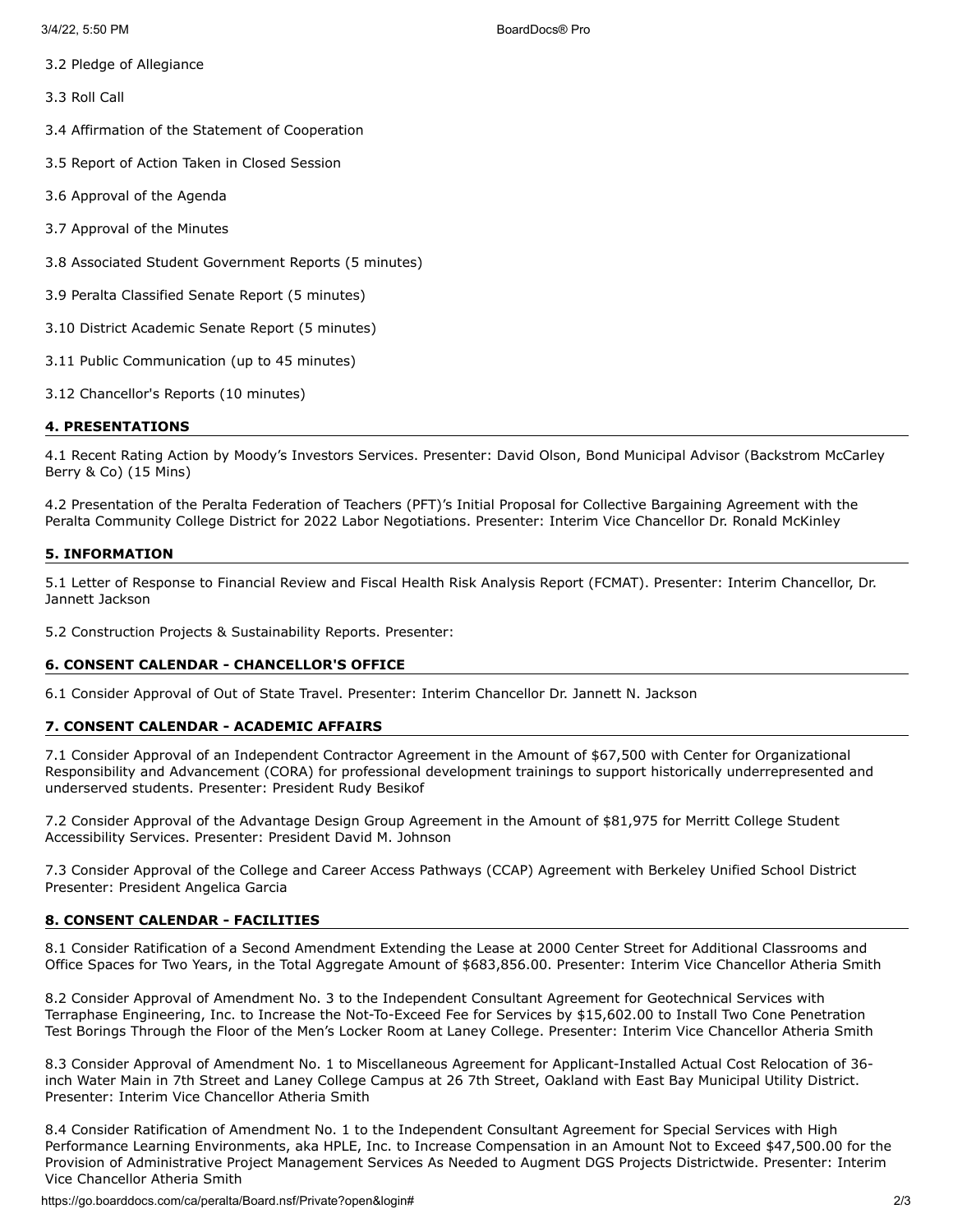3.2 Pledge of Allegiance

3.3 Roll Call

3.4 Affirmation of the Statement of Cooperation

3.5 Report of Action Taken in Closed Session

3.6 Approval of the Agenda

3.7 Approval of the Minutes

3.8 Associated Student Government Reports (5 minutes)

3.9 Peralta Classified Senate Report (5 minutes)

3.10 District Academic Senate Report (5 minutes)

3.11 Public Communication (up to 45 minutes)

3.12 Chancellor's Reports (10 minutes)

**4. PRESENTATIONS**

4.1 Recent Rating Action by Moody's Investors Services. Presenter: David Olson, Bond Municipal Advisor (Backstrom McCarley Berry & Co) (15 Mins)

4.2 Presentation of the Peralta Federation of Teachers (PFT)'s Initial Proposal for Collective Bargaining Agreement with the Peralta Community College District for 2022 Labor Negotiations. Presenter: Interim Vice Chancellor Dr. Ronald McKinley

**5. INFORMATION**

5.1 Letter of Response to Financial Review and Fiscal Health Risk Analysis Report (FCMAT). Presenter: Interim Chancellor, Dr. Jannett Jackson

5.2 Construction Projects & Sustainability Reports. Presenter:

**6. CONSENT CALENDAR - CHANCELLOR'S OFFICE**

6.1 Consider Approval of Out of State Travel. Presenter: Interim Chancellor Dr. Jannett N. Jackson

**7. CONSENT CALENDAR - ACADEMIC AFFAIRS**

7.1 Consider Approval of an Independent Contractor Agreement in the Amount of $67,500 with Center for Organizational Responsibility and Advancement (CORA) for professional development trainings to support historically underrepresented and underserved students. Presenter: President Rudy Besikof

7.2 Consider Approval of the Advantage Design Group Agreement in the Amount of $81,975 for Merritt College Student Accessibility Services. Presenter: President David M. Johnson

7.3 Consider Approval of the College and Career Access Pathways (CCAP) Agreement with Berkeley Unified School District Presenter: President Angelica Garcia

**8. CONSENT CALENDAR - FACILITIES**

8.1 Consider Ratification of a Second Amendment Extending the Lease at 2000 Center Street for Additional Classrooms and Office Spaces for Two Years, in the Total Aggregate Amount of $683,856.00. Presenter: Interim Vice Chancellor Atheria Smith

8.2 Consider Approval of Amendment No. 3 to the Independent Consultant Agreement for Geotechnical Services with Terraphase Engineering, Inc. to Increase the Not-To-Exceed Fee for Services by $15,602.00 to Install Two Cone Penetration Test Borings Through the Floor of the Men's Locker Room at Laney College. Presenter: Interim Vice Chancellor Atheria Smith

8.3 Consider Approval of Amendment No. 1 to Miscellaneous Agreement for Applicant-Installed Actual Cost Relocation of 36-inch Water Main in 7th Street and Laney College Campus at 26 7th Street, Oakland with East Bay Municipal Utility District. Presenter: Interim Vice Chancellor Atheria Smith

8.4 Consider Ratification of Amendment No. 1 to the Independent Consultant Agreement for Special Services with High Performance Learning Environments, aka HPLE, Inc. to Increase Compensation in an Amount Not to Exceed $47,500.00 for the Provision of Administrative Project Management Services As Needed to Augment DGS Projects Districtwide. Presenter: Interim Vice Chancellor Atheria Smith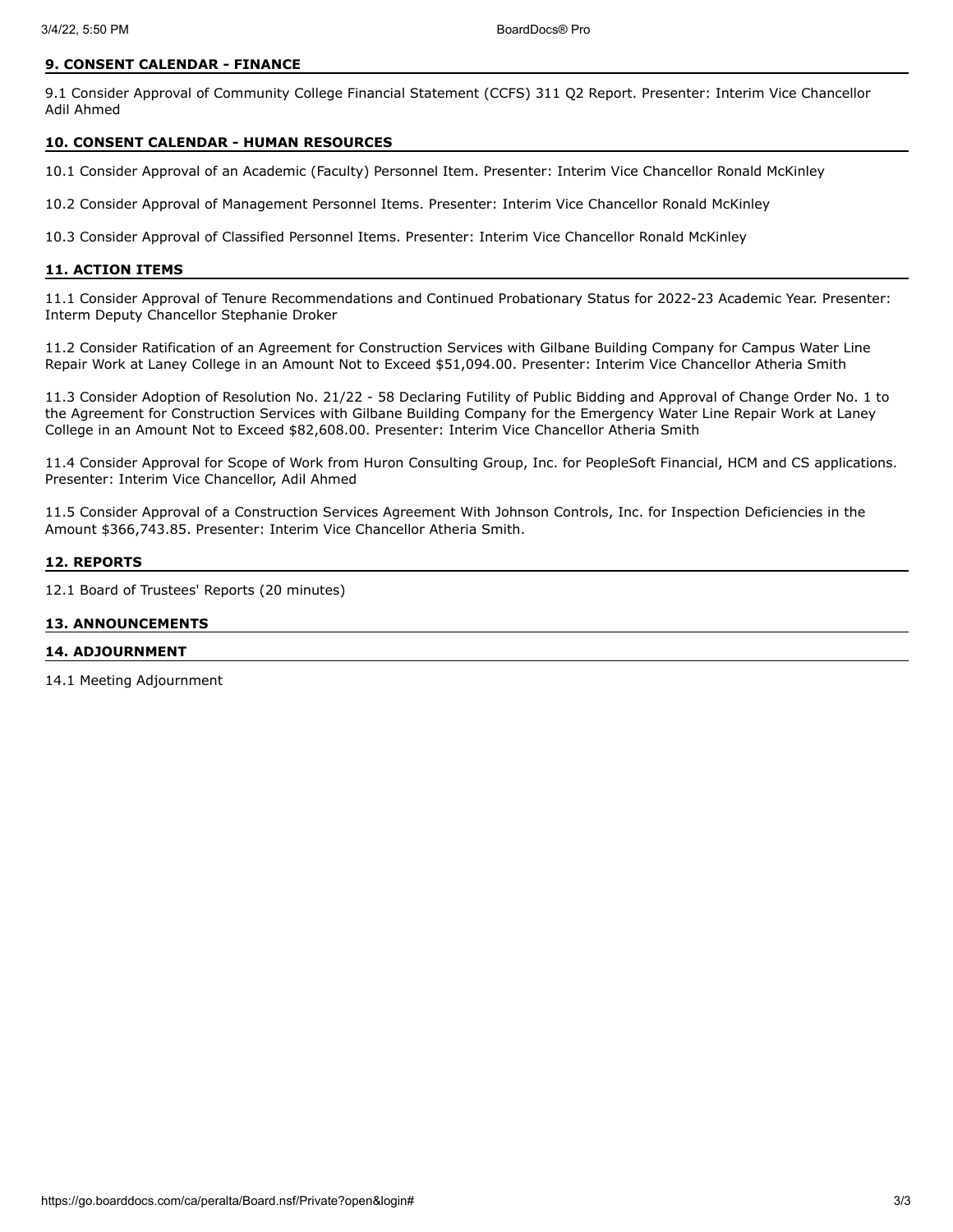## 9. CONSENT CALENDAR - FINANCE

9.1 Consider Approval of Community College Financial Statement (CCFS) 311 Q2 Report. Presenter: Interim Vice Chancellor Adil Ahmed

## 10. CONSENT CALENDAR - HUMAN RESOURCES

10.1 Consider Approval of an Academic (Faculty) Personnel Item. Presenter: Interim Vice Chancellor Ronald McKinley

10.2 Consider Approval of Management Personnel Items. Presenter: Interim Vice Chancellor Ronald McKinley

10.3 Consider Approval of Classified Personnel Items. Presenter: Interim Vice Chancellor Ronald McKinley

## 11. ACTION ITEMS

11.1 Consider Approval of Tenure Recommendations and Continued Probationary Status for 2022-23 Academic Year. Presenter: Interm Deputy Chancellor Stephanie Droker

11.2 Consider Ratification of an Agreement for Construction Services with Gilbane Building Company for Campus Water Line Repair Work at Laney College in an Amount Not to Exceed $51,094.00. Presenter: Interim Vice Chancellor Atheria Smith

11.3 Consider Adoption of Resolution No. 21/22 - 58 Declaring Futility of Public Bidding and Approval of Change Order No. 1 to the Agreement for Construction Services with Gilbane Building Company for the Emergency Water Line Repair Work at Laney College in an Amount Not to Exceed $82,608.00. Presenter: Interim Vice Chancellor Atheria Smith

11.4 Consider Approval for Scope of Work from Huron Consulting Group, Inc. for PeopleSoft Financial, HCM and CS applications. Presenter: Interim Vice Chancellor, Adil Ahmed

11.5 Consider Approval of a Construction Services Agreement With Johnson Controls, Inc. for Inspection Deficiencies in the Amount $366,743.85. Presenter: Interim Vice Chancellor Atheria Smith.

## 12. REPORTS

12.1 Board of Trustees' Reports (20 minutes)

## 13. ANNOUNCEMENTS

## 14. ADJOURNMENT

14.1 Meeting Adjournment